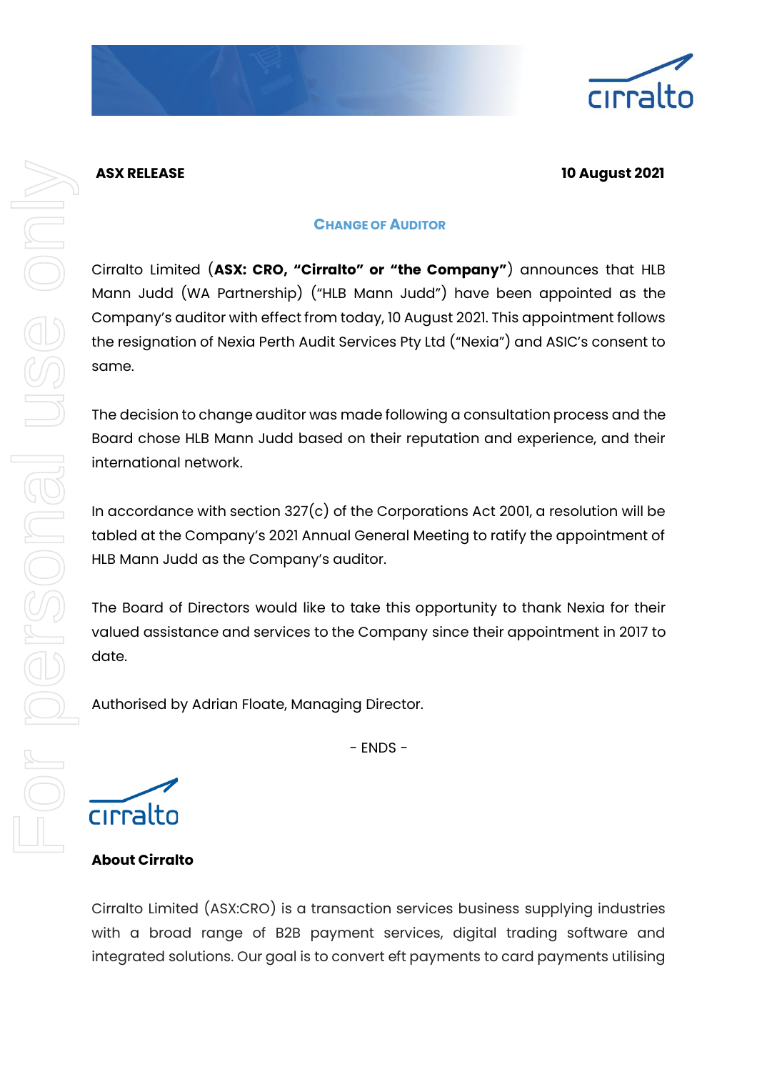**ASX RELEASE** **10 August 2021**

## CHANGE OF AUDITOR

Cirralto Limited (**ASX: CRO, "Cirralto" or "the Company"**) announces that HLB Mann Judd (WA Partnership) ("HLB Mann Judd") have been appointed as the Company's auditor with effect from today, 10 August 2021. This appointment follows the resignation of Nexia Perth Audit Services Pty Ltd ("Nexia") and ASIC's consent to same.

The decision to change auditor was made following a consultation process and the Board chose HLB Mann Judd based on their reputation and experience, and their international network.

In accordance with section 327(c) of the Corporations Act 2001, a resolution will be tabled at the Company's 2021 Annual General Meeting to ratify the appointment of HLB Mann Judd as the Company's auditor.

The Board of Directors would like to take this opportunity to thank Nexia for their valued assistance and services to the Company since their appointment in 2017 to date.

Authorised by Adrian Floate, Managing Director.

- ENDS -

**About Cirralto**

Cirralto Limited (ASX:CRO) is a transaction services business supplying industries with a broad range of B2B payment services, digital trading software and integrated solutions. Our goal is to convert eft payments to card payments utilising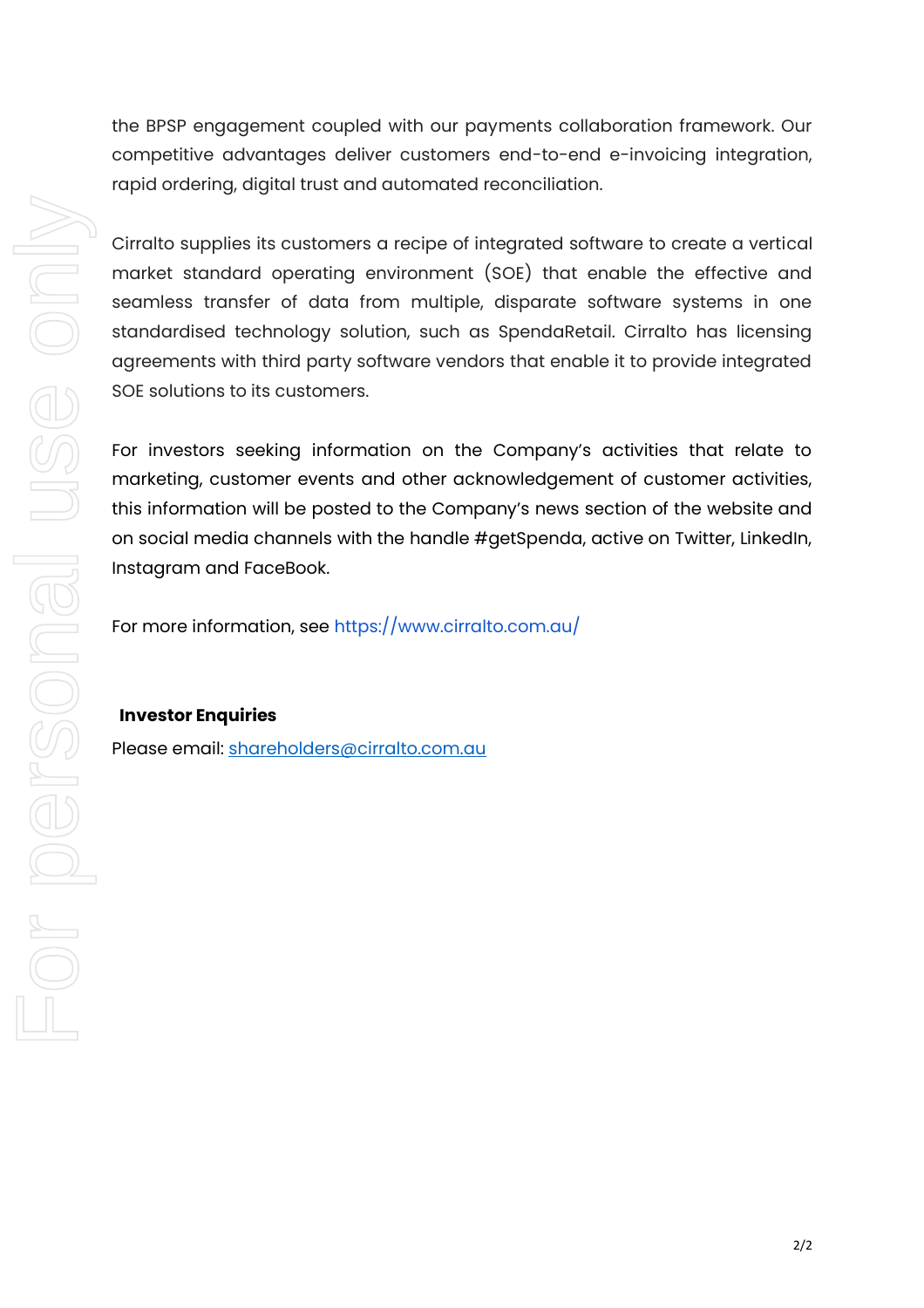the BPSP engagement coupled with our payments collaboration framework. Our competitive advantages deliver customers end-to-end e-invoicing integration, rapid ordering, digital trust and automated reconciliation.

Cirralto supplies its customers a recipe of integrated software to create a vertical market standard operating environment (SOE) that enable the effective and seamless transfer of data from multiple, disparate software systems in one standardised technology solution, such as SpendaRetail. Cirralto has licensing agreements with third party software vendors that enable it to provide integrated SOE solutions to its customers.

For investors seeking information on the Company's activities that relate to marketing, customer events and other acknowledgement of customer activities, this information will be posted to the Company's news section of the website and on social media channels with the handle #getSpenda, active on Twitter, LinkedIn, Instagram and FaceBook.

For more information, see https://www.cirralto.com.au/

**Investor Enquiries**

Please email: shareholders@cirralto.com.au